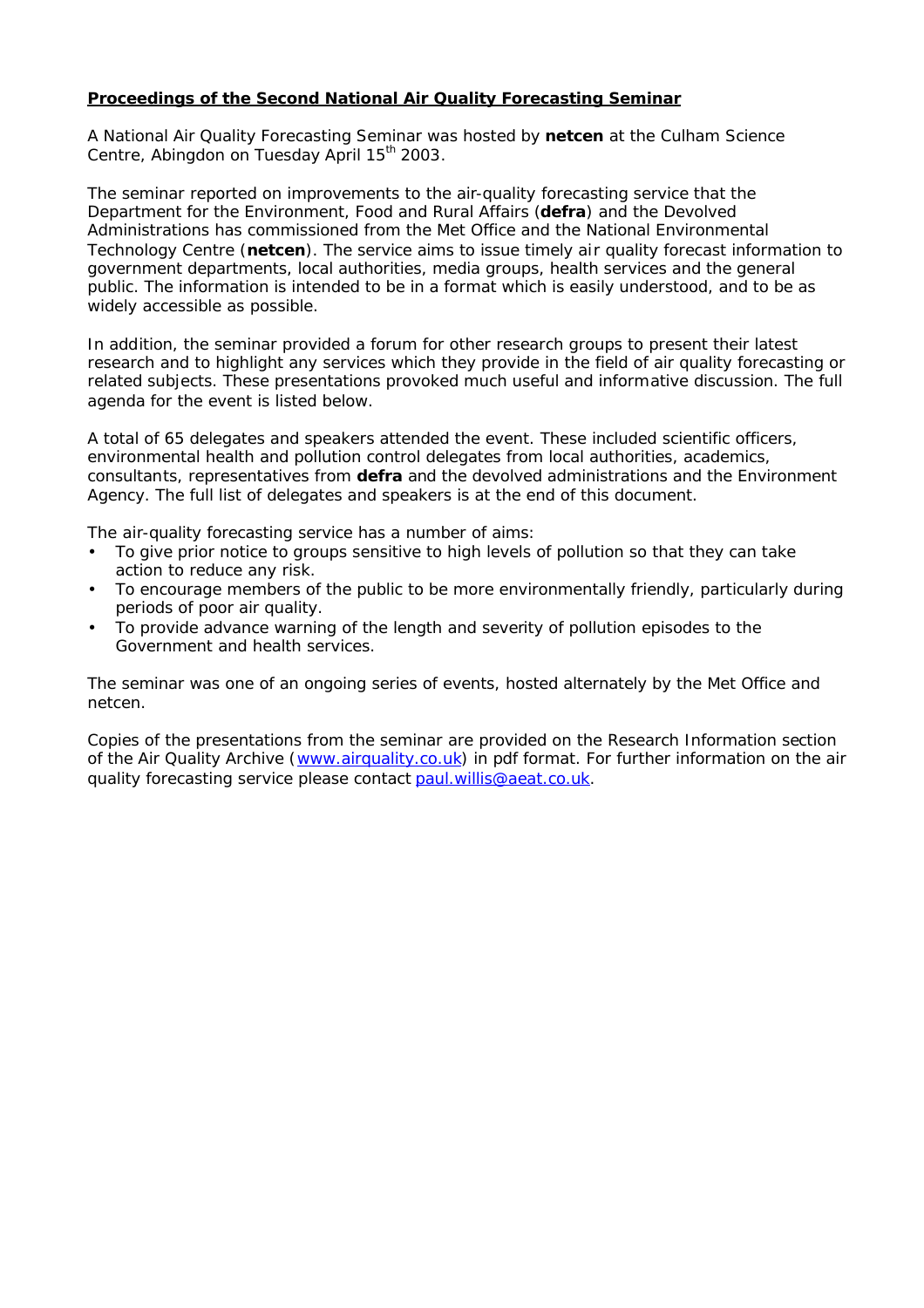# **Proceedings of the Second National Air Quality Forecasting Seminar**

A National Air Quality Forecasting Seminar was hosted by **netcen** at the Culham Science Centre, Abingdon on Tuesday April 15th 2003.

The seminar reported on improvements to the air-quality forecasting service that the Department for the Environment, Food and Rural Affairs (**defra**) and the Devolved Administrations has commissioned from the Met Office and the National Environmental Technology Centre (**netcen**). The service aims to issue timely air quality forecast information to government departments, local authorities, media groups, health services and the general public. The information is intended to be in a format which is easily understood, and to be as widely accessible as possible.

In addition, the seminar provided a forum for other research groups to present their latest research and to highlight any services which they provide in the field of air quality forecasting or related subjects. These presentations provoked much useful and informative discussion. The full agenda for the event is listed below.

A total of 65 delegates and speakers attended the event. These included scientific officers, environmental health and pollution control delegates from local authorities, academics, consultants, representatives from **defra** and the devolved administrations and the Environment Agency. The full list of delegates and speakers is at the end of this document.

The air-quality forecasting service has a number of aims:

- To give prior notice to groups sensitive to high levels of pollution so that they can take action to reduce any risk.
- To encourage members of the public to be more environmentally friendly, particularly during periods of poor air quality.
- To provide advance warning of the length and severity of pollution episodes to the Government and health services.

The seminar was one of an ongoing series of events, hosted alternately by the Met Office and netcen.

Copies of the presentations from the seminar are provided on the Research Information section of the Air Quality Archive (www.airquality.co.uk) in pdf format. For further information on the air quality forecasting service please contact paul.willis@aeat.co.uk.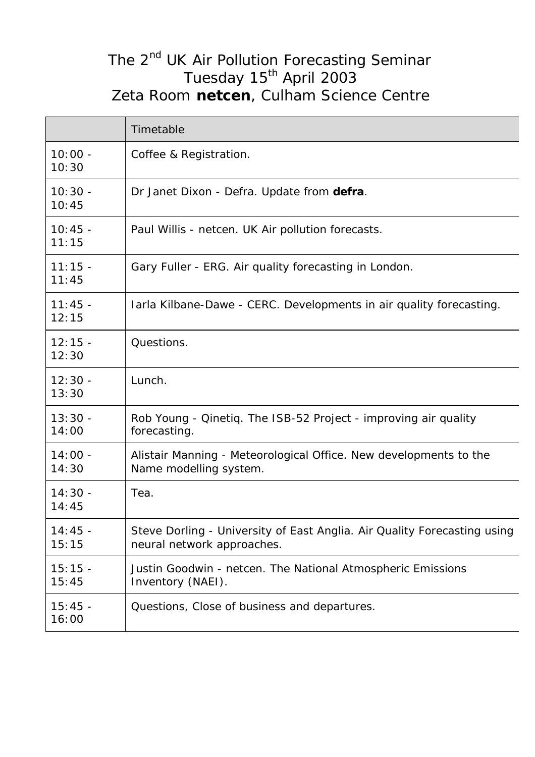# The 2nd UK Air Pollution Forecasting Seminar
## Tuesday 15th April 2003
## Zeta Room **netcen**, Culham Science Centre

| | Timetable |
|---|---|
| 10:00 - 10:30 | Coffee & Registration. |
| 10:30 - 10:45 | Dr Janet Dixon - Defra. Update from **defra**. |
| 10:45 - 11:15 | Paul Willis - netcen. UK Air pollution forecasts. |
| 11:15 - 11:45 | Gary Fuller - ERG. Air quality forecasting in London. |
| 11:45 - 12:15 | Iarla Kilbane-Dawe - CERC. Developments in air quality forecasting. |
| 12:15 - 12:30 | Questions. |
| 12:30 - 13:30 | Lunch. |
| 13:30 - 14:00 | Rob Young - Qinetiq. The ISB-52 Project - improving air quality forecasting. |
| 14:00 - 14:30 | Alistair Manning - Meteorological Office. New developments to the Name modelling system. |
| 14:30 - 14:45 | Tea. |
| 14:45 - 15:15 | Steve Dorling - University of East Anglia. Air Quality Forecasting using neural network approaches. |
| 15:15 - 15:45 | Justin Goodwin - netcen. The National Atmospheric Emissions Inventory (NAEI). |
| 15:45 - 16:00 | Questions, Close of business and departures. |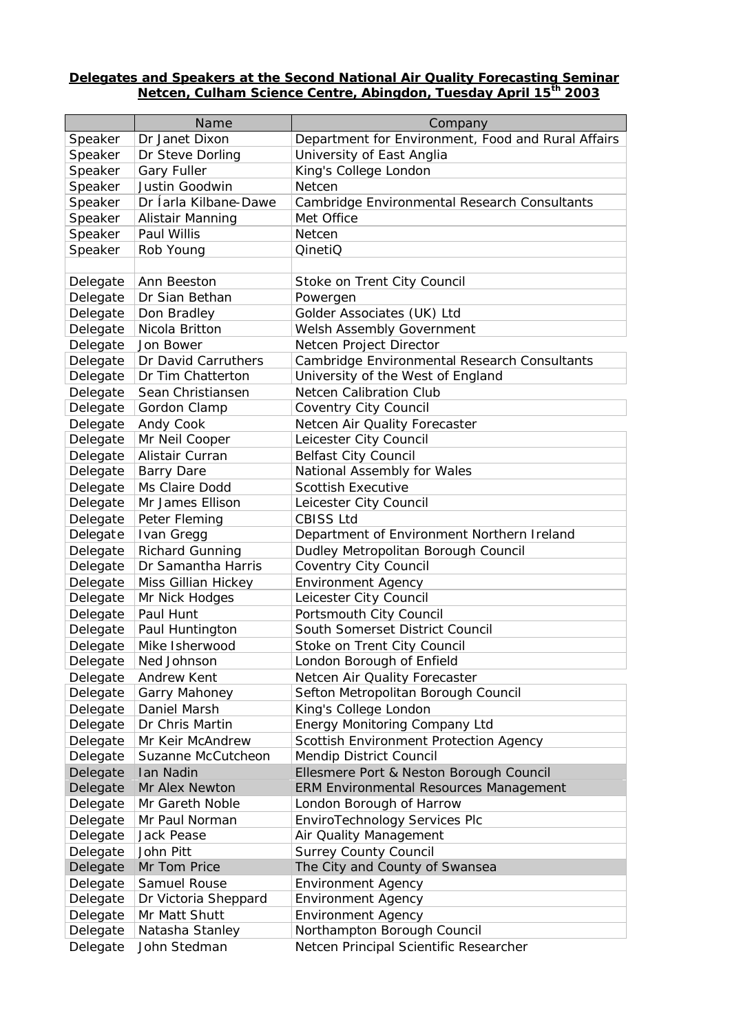**Delegates and Speakers at the Second National Air Quality Forecasting Seminar Netcen, Culham Science Centre, Abingdon, Tuesday April 15th 2003**

| | Name | Company |
|---|---|---|
| Speaker | Dr Janet Dixon | Department for Environment, Food and Rural Affairs |
| Speaker | Dr Steve Dorling | University of East Anglia |
| Speaker | Gary Fuller | King's College London |
| Speaker | Justin Goodwin | Netcen |
| Speaker | Dr Íarla Kilbane-Dawe | Cambridge Environmental Research Consultants |
| Speaker | Alistair Manning | Met Office |
| Speaker | Paul Willis | Netcen |
| Speaker | Rob Young | QinetiQ |
| | | |
| Delegate | Ann Beeston | Stoke on Trent City Council |
| Delegate | Dr Sian Bethan | Powergen |
| Delegate | Don Bradley | Golder Associates (UK) Ltd |
| Delegate | Nicola Britton | Welsh Assembly Government |
| Delegate | Jon Bower | Netcen Project Director |
| Delegate | Dr David Carruthers | Cambridge Environmental Research Consultants |
| Delegate | Dr Tim Chatterton | University of the West of England |
| Delegate | Sean Christiansen | Netcen Calibration Club |
| Delegate | Gordon Clamp | Coventry City Council |
| Delegate | Andy Cook | Netcen Air Quality Forecaster |
| Delegate | Mr Neil Cooper | Leicester City Council |
| Delegate | Alistair Curran | Belfast City Council |
| Delegate | Barry Dare | National Assembly for Wales |
| Delegate | Ms Claire Dodd | Scottish Executive |
| Delegate | Mr James Ellison | Leicester City Council |
| Delegate | Peter Fleming | CBISS Ltd |
| Delegate | Ivan Gregg | Department of Environment Northern Ireland |
| Delegate | Richard Gunning | Dudley Metropolitan Borough Council |
| Delegate | Dr Samantha Harris | Coventry City Council |
| Delegate | Miss Gillian Hickey | Environment Agency |
| Delegate | Mr Nick Hodges | Leicester City Council |
| Delegate | Paul Hunt | Portsmouth City Council |
| Delegate | Paul Huntington | South Somerset District Council |
| Delegate | Mike Isherwood | Stoke on Trent City Council |
| Delegate | Ned Johnson | London Borough of Enfield |
| Delegate | Andrew Kent | Netcen Air Quality Forecaster |
| Delegate | Garry Mahoney | Sefton Metropolitan Borough Council |
| Delegate | Daniel Marsh | King's College London |
| Delegate | Dr Chris Martin | Energy Monitoring Company Ltd |
| Delegate | Mr Keir McAndrew | Scottish Environment Protection Agency |
| Delegate | Suzanne McCutcheon | Mendip District Council |
| Delegate | Ian Nadin | Ellesmere Port & Neston Borough Council |
| Delegate | Mr Alex Newton | ERM Environmental Resources Management |
| Delegate | Mr Gareth Noble | London Borough of Harrow |
| Delegate | Mr Paul Norman | EnviroTechnology Services Plc |
| Delegate | Jack Pease | Air Quality Management |
| Delegate | John Pitt | Surrey County Council |
| Delegate | Mr Tom Price | The City and County of Swansea |
| Delegate | Samuel Rouse | Environment Agency |
| Delegate | Dr Victoria Sheppard | Environment Agency |
| Delegate | Mr Matt Shutt | Environment Agency |
| Delegate | Natasha Stanley | Northampton Borough Council |
| Delegate | John Stedman | Netcen Principal Scientific Researcher |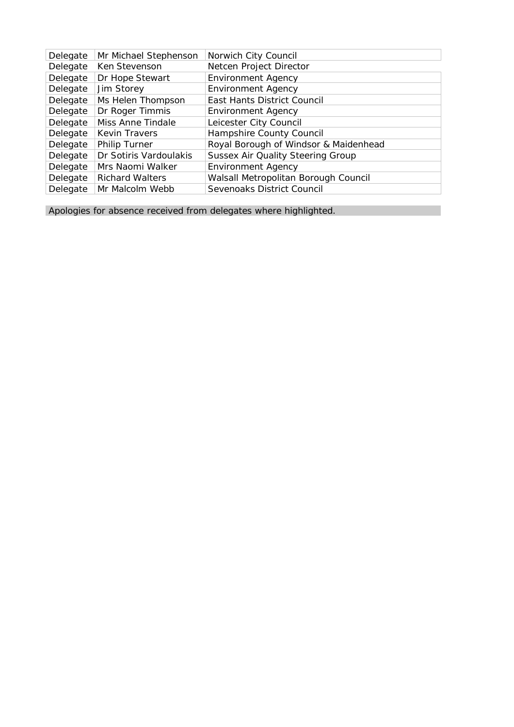| | | |
|---|---|---|
| Delegate | Mr Michael Stephenson | Norwich City Council |
| Delegate | Ken Stevenson | Netcen Project Director |
| Delegate | Dr Hope Stewart | Environment Agency |
| Delegate | Jim Storey | Environment Agency |
| Delegate | Ms Helen Thompson | East Hants District Council |
| Delegate | Dr Roger Timmis | Environment Agency |
| Delegate | Miss Anne Tindale | Leicester City Council |
| Delegate | Kevin Travers | Hampshire County Council |
| Delegate | Philip Turner | Royal Borough of Windsor & Maidenhead |
| Delegate | Dr Sotiris Vardoulakis | Sussex Air Quality Steering Group |
| Delegate | Mrs Naomi Walker | Environment Agency |
| Delegate | Richard Walters | Walsall Metropolitan Borough Council |
| Delegate | Mr Malcolm Webb | Sevenoaks District Council |

Apologies for absence received from delegates where highlighted.